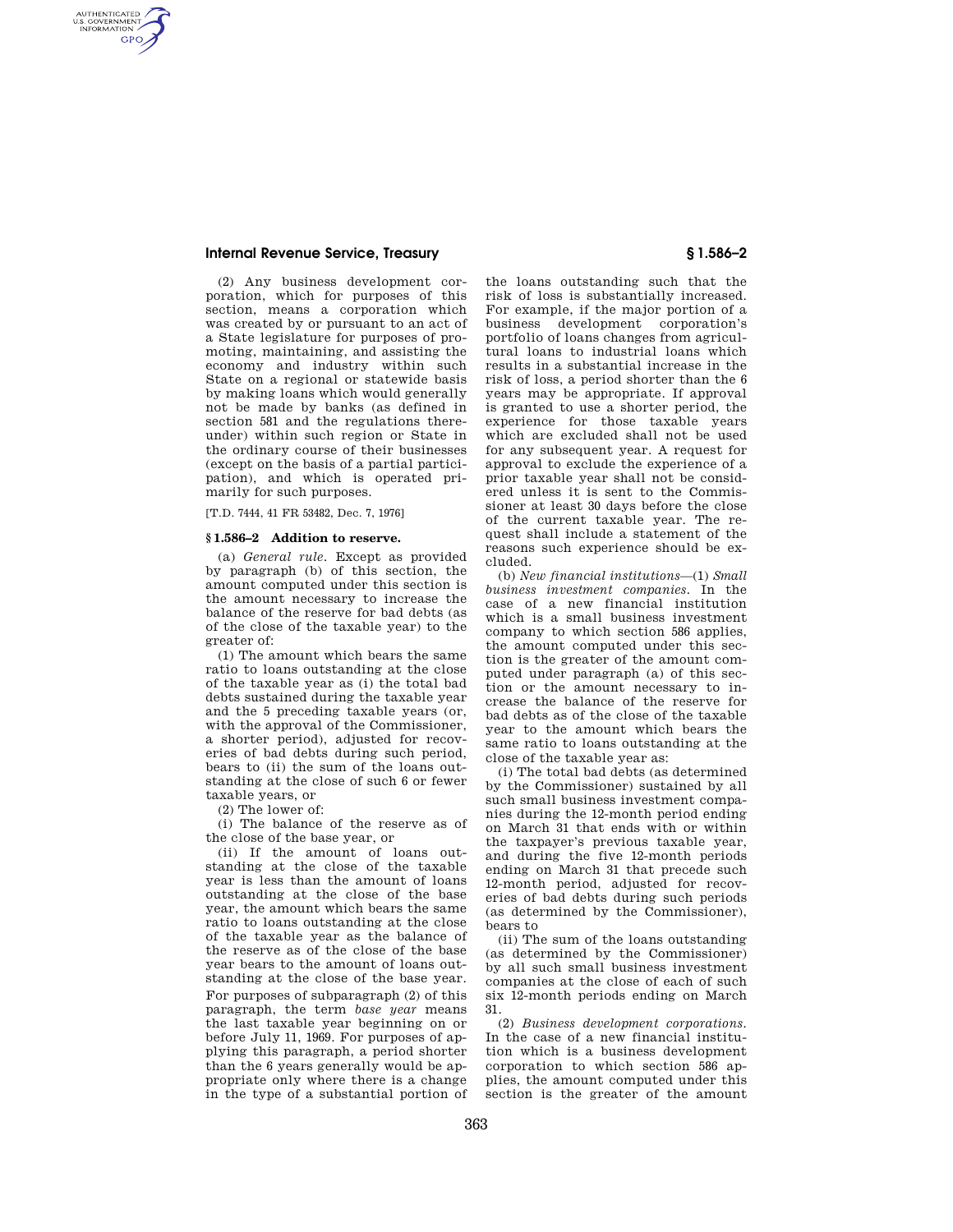(2) Any business development corporation, which for purposes of this section, means a corporation which was created by or pursuant to an act of a State legislature for purposes of promoting, maintaining, and assisting the economy and industry within such State on a regional or statewide basis by making loans which would generally not be made by banks (as defined in section 581 and the regulations thereunder) within such region or State in the ordinary course of their businesses (except on the basis of a partial participation), and which is operated primarily for such purposes.

[T.D. 7444, 41 FR 53482, Dec. 7, 1976]

## § 1.586–2 Addition to reserve.

(a) *General rule.* Except as provided by paragraph (b) of this section, the amount computed under this section is the amount necessary to increase the balance of the reserve for bad debts (as of the close of the taxable year) to the greater of:

(1) The amount which bears the same ratio to loans outstanding at the close of the taxable year as (i) the total bad debts sustained during the taxable year and the 5 preceding taxable years (or, with the approval of the Commissioner, a shorter period), adjusted for recoveries of bad debts during such period, bears to (ii) the sum of the loans outstanding at the close of such 6 or fewer taxable years, or

(2) The lower of:

(i) The balance of the reserve as of the close of the base year, or

(ii) If the amount of loans outstanding at the close of the taxable year is less than the amount of loans outstanding at the close of the base year, the amount which bears the same ratio to loans outstanding at the close of the taxable year as the balance of the reserve as of the close of the base year bears to the amount of loans outstanding at the close of the base year.

For purposes of subparagraph (2) of this paragraph, the term *base year* means the last taxable year beginning on or before July 11, 1969. For purposes of applying this paragraph, a period shorter than the 6 years generally would be appropriate only where there is a change in the type of a substantial portion of the loans outstanding such that the risk of loss is substantially increased. For example, if the major portion of a business development corporation's portfolio of loans changes from agricultural loans to industrial loans which results in a substantial increase in the risk of loss, a period shorter than the 6 years may be appropriate. If approval is granted to use a shorter period, the experience for those taxable years which are excluded shall not be used for any subsequent year. A request for approval to exclude the experience of a prior taxable year shall not be considered unless it is sent to the Commissioner at least 30 days before the close of the current taxable year. The request shall include a statement of the reasons such experience should be excluded.

(b) *New financial institutions*—(1) *Small business investment companies.* In the case of a new financial institution which is a small business investment company to which section 586 applies, the amount computed under this section is the greater of the amount computed under paragraph (a) of this section or the amount necessary to increase the balance of the reserve for bad debts as of the close of the taxable year to the amount which bears the same ratio to loans outstanding at the close of the taxable year as:

(i) The total bad debts (as determined by the Commissioner) sustained by all such small business investment companies during the 12-month period ending on March 31 that ends with or within the taxpayer's previous taxable year, and during the five 12-month periods ending on March 31 that precede such 12-month period, adjusted for recoveries of bad debts during such periods (as determined by the Commissioner), bears to

(ii) The sum of the loans outstanding (as determined by the Commissioner) by all such small business investment companies at the close of each of such six 12-month periods ending on March 31.

(2) *Business development corporations.* In the case of a new financial institution which is a business development corporation to which section 586 applies, the amount computed under this section is the greater of the amount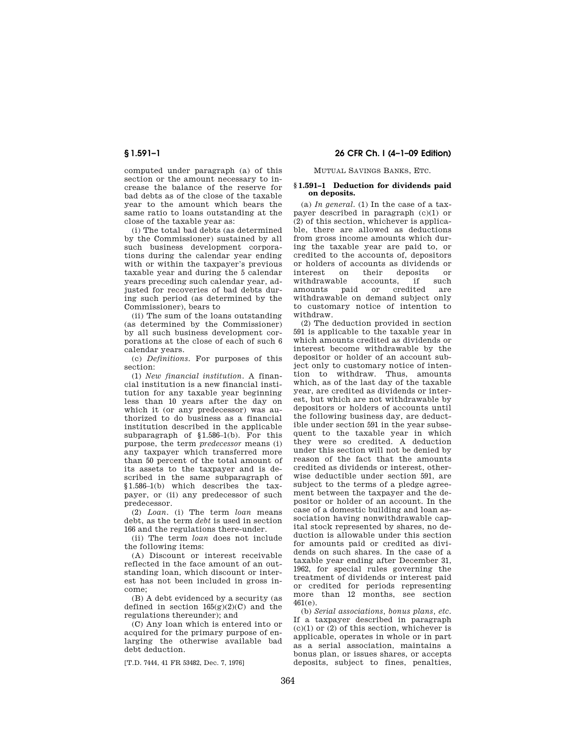computed under paragraph (a) of this section or the amount necessary to increase the balance of the reserve for bad debts as of the close of the taxable year to the amount which bears the same ratio to loans outstanding at the close of the taxable year as:

(i) The total bad debts (as determined by the Commissioner) sustained by all such business development corporations during the calendar year ending with or within the taxpayer's previous taxable year and during the 5 calendar years preceding such calendar year, adjusted for recoveries of bad debts during such period (as determined by the Commissioner), bears to

(ii) The sum of the loans outstanding (as determined by the Commissioner) by all such business development corporations at the close of each of such 6 calendar years.

(c) *Definitions.* For purposes of this section:

(1) *New financial institution.* A financial institution is a new financial institution for any taxable year beginning less than 10 years after the day on which it (or any predecessor) was authorized to do business as a financial institution described in the applicable subparagraph of §1.586–1(b). For this purpose, the term *predecessor* means (i) any taxpayer which transferred more than 50 percent of the total amount of its assets to the taxpayer and is described in the same subparagraph of §1.586–1(b) which describes the taxpayer, or (ii) any predecessor of such predecessor.

(2) *Loan.* (i) The term *loan* means debt, as the term *debt* is used in section 166 and the regulations there-under.

(ii) The term *loan* does not include the following items:

(A) Discount or interest receivable reflected in the face amount of an outstanding loan, which discount or interest has not been included in gross income;

(B) A debt evidenced by a security (as defined in section 165(g)(2)(C) and the regulations thereunder); and

(C) Any loan which is entered into or acquired for the primary purpose of enlarging the otherwise available bad debt deduction.

[T.D. 7444, 41 FR 53482, Dec. 7, 1976]

MUTUAL SAVINGS BANKS, ETC.

### §1.591–1 Deduction for dividends paid on deposits.

(a) *In general.* (1) In the case of a taxpayer described in paragraph (c)(1) or (2) of this section, whichever is applicable, there are allowed as deductions from gross income amounts which during the taxable year are paid to, or credited to the accounts of, depositors or holders of accounts as dividends or interest on their deposits or withdrawable accounts, if such amounts paid or credited are withdrawable on demand subject only to customary notice of intention to withdraw.

(2) The deduction provided in section 591 is applicable to the taxable year in which amounts credited as dividends or interest become withdrawable by the depositor or holder of an account subject only to customary notice of intention to withdraw. Thus, amounts which, as of the last day of the taxable year, are credited as dividends or interest, but which are not withdrawable by depositors or holders of accounts until the following business day, are deductible under section 591 in the year subsequent to the taxable year in which they were so credited. A deduction under this section will not be denied by reason of the fact that the amounts credited as dividends or interest, otherwise deductible under section 591, are subject to the terms of a pledge agreement between the taxpayer and the depositor or holder of an account. In the case of a domestic building and loan association having nonwithdrawable capital stock represented by shares, no deduction is allowable under this section for amounts paid or credited as dividends on such shares. In the case of a taxable year ending after December 31, 1962, for special rules governing the treatment of dividends or interest paid or credited for periods representing more than 12 months, see section 461(e).

(b) *Serial associations, bonus plans, etc.* If a taxpayer described in paragraph (c)(1) or (2) of this section, whichever is applicable, operates in whole or in part as a serial association, maintains a bonus plan, or issues shares, or accepts deposits, subject to fines, penalties,